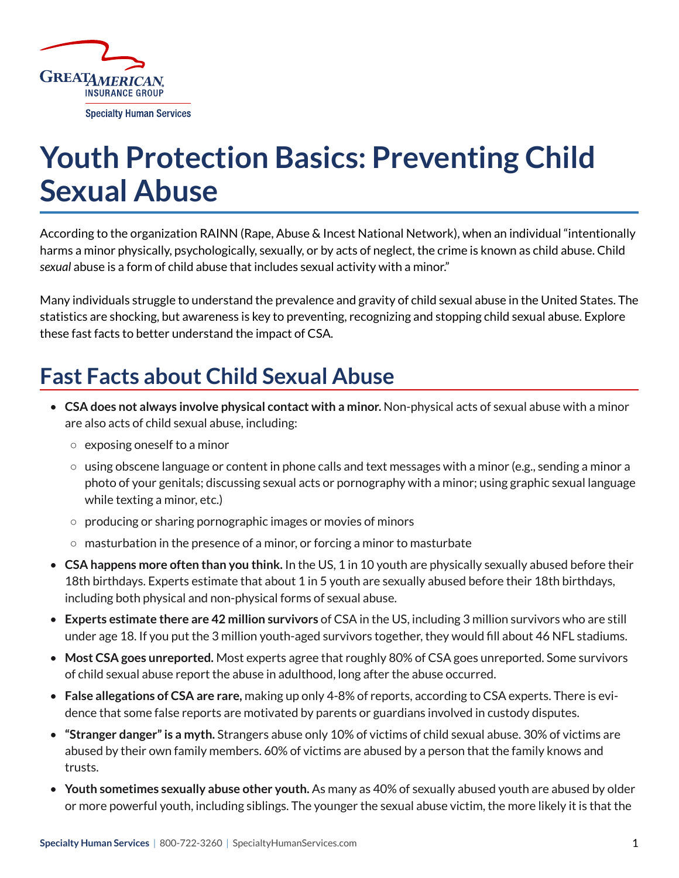# Youth Protection Basics: Preventing Child Sexual Abuse

According to the organization RAINN (Rape, Abuse & Incest National Network), when an individual "intentionally harms a minor physically, psychologically, sexually, or by acts of neglect, the crime is known as child abuse. Child *sexual* abuse is a form of child abuse that includes sexual activity with a minor."

Many individuals struggle to understand the prevalence and gravity of child sexual abuse in the United States. The statistics are shocking, but awareness is key to preventing, recognizing and stopping child sexual abuse. Explore these fast facts to better understand the impact of CSA.

## Fast Facts about Child Sexual Abuse

- **CSA does not always involve physical contact with a minor.** Non-physical acts of sexual abuse with a minor are also acts of child sexual abuse, including:
  - exposing oneself to a minor
  - using obscene language or content in phone calls and text messages with a minor (e.g., sending a minor a photo of your genitals; discussing sexual acts or pornography with a minor; using graphic sexual language while texting a minor, etc.)
  - producing or sharing pornographic images or movies of minors
  - masturbation in the presence of a minor, or forcing a minor to masturbate
- **CSA happens more often than you think.** In the US, 1 in 10 youth are physically sexually abused before their 18th birthdays. Experts estimate that about 1 in 5 youth are sexually abused before their 18th birthdays, including both physical and non-physical forms of sexual abuse.
- **Experts estimate there are 42 million survivors** of CSA in the US, including 3 million survivors who are still under age 18. If you put the 3 million youth-aged survivors together, they would fill about 46 NFL stadiums.
- **Most CSA goes unreported.** Most experts agree that roughly 80% of CSA goes unreported. Some survivors of child sexual abuse report the abuse in adulthood, long after the abuse occurred.
- **False allegations of CSA are rare,** making up only 4-8% of reports, according to CSA experts. There is evidence that some false reports are motivated by parents or guardians involved in custody disputes.
- **"Stranger danger" is a myth.** Strangers abuse only 10% of victims of child sexual abuse. 30% of victims are abused by their own family members. 60% of victims are abused by a person that the family knows and trusts.
- **Youth sometimes sexually abuse other youth.** As many as 40% of sexually abused youth are abused by older or more powerful youth, including siblings. The younger the sexual abuse victim, the more likely it is that the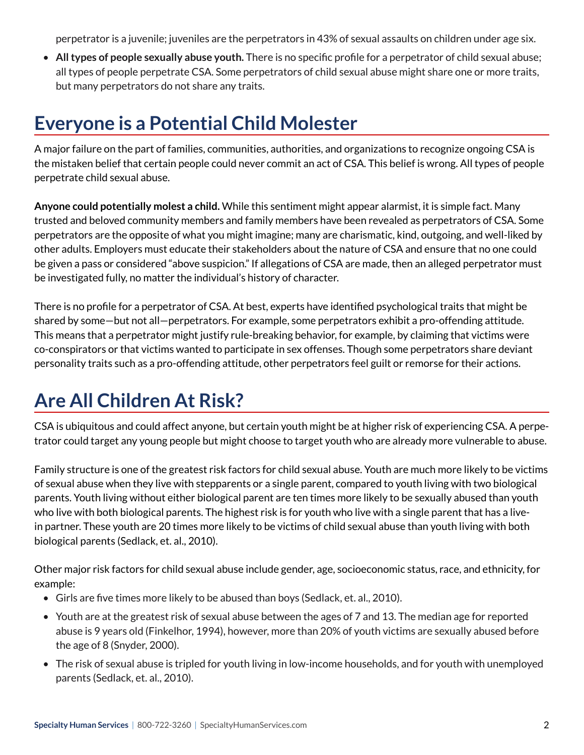perpetrator is a juvenile; juveniles are the perpetrators in 43% of sexual assaults on children under age six.

- **All types of people sexually abuse youth.** There is no specific profile for a perpetrator of child sexual abuse; all types of people perpetrate CSA. Some perpetrators of child sexual abuse might share one or more traits, but many perpetrators do not share any traits.

## Everyone is a Potential Child Molester

A major failure on the part of families, communities, authorities, and organizations to recognize ongoing CSA is the mistaken belief that certain people could never commit an act of CSA. This belief is wrong. All types of people perpetrate child sexual abuse.

**Anyone could potentially molest a child.** While this sentiment might appear alarmist, it is simple fact. Many trusted and beloved community members and family members have been revealed as perpetrators of CSA. Some perpetrators are the opposite of what you might imagine; many are charismatic, kind, outgoing, and well-liked by other adults. Employers must educate their stakeholders about the nature of CSA and ensure that no one could be given a pass or considered "above suspicion." If allegations of CSA are made, then an alleged perpetrator must be investigated fully, no matter the individual's history of character.

There is no profile for a perpetrator of CSA. At best, experts have identified psychological traits that might be shared by some—but not all—perpetrators. For example, some perpetrators exhibit a pro-offending attitude. This means that a perpetrator might justify rule-breaking behavior, for example, by claiming that victims were co-conspirators or that victims wanted to participate in sex offenses. Though some perpetrators share deviant personality traits such as a pro-offending attitude, other perpetrators feel guilt or remorse for their actions.

## Are All Children At Risk?

CSA is ubiquitous and could affect anyone, but certain youth might be at higher risk of experiencing CSA. A perpetrator could target any young people but might choose to target youth who are already more vulnerable to abuse.

Family structure is one of the greatest risk factors for child sexual abuse. Youth are much more likely to be victims of sexual abuse when they live with stepparents or a single parent, compared to youth living with two biological parents. Youth living without either biological parent are ten times more likely to be sexually abused than youth who live with both biological parents. The highest risk is for youth who live with a single parent that has a live-in partner. These youth are 20 times more likely to be victims of child sexual abuse than youth living with both biological parents (Sedlack, et. al., 2010).

Other major risk factors for child sexual abuse include gender, age, socioeconomic status, race, and ethnicity, for example:

- Girls are five times more likely to be abused than boys (Sedlack, et. al., 2010).
- Youth are at the greatest risk of sexual abuse between the ages of 7 and 13. The median age for reported abuse is 9 years old (Finkelhor, 1994), however, more than 20% of youth victims are sexually abused before the age of 8 (Snyder, 2000).
- The risk of sexual abuse is tripled for youth living in low-income households, and for youth with unemployed parents (Sedlack, et. al., 2010).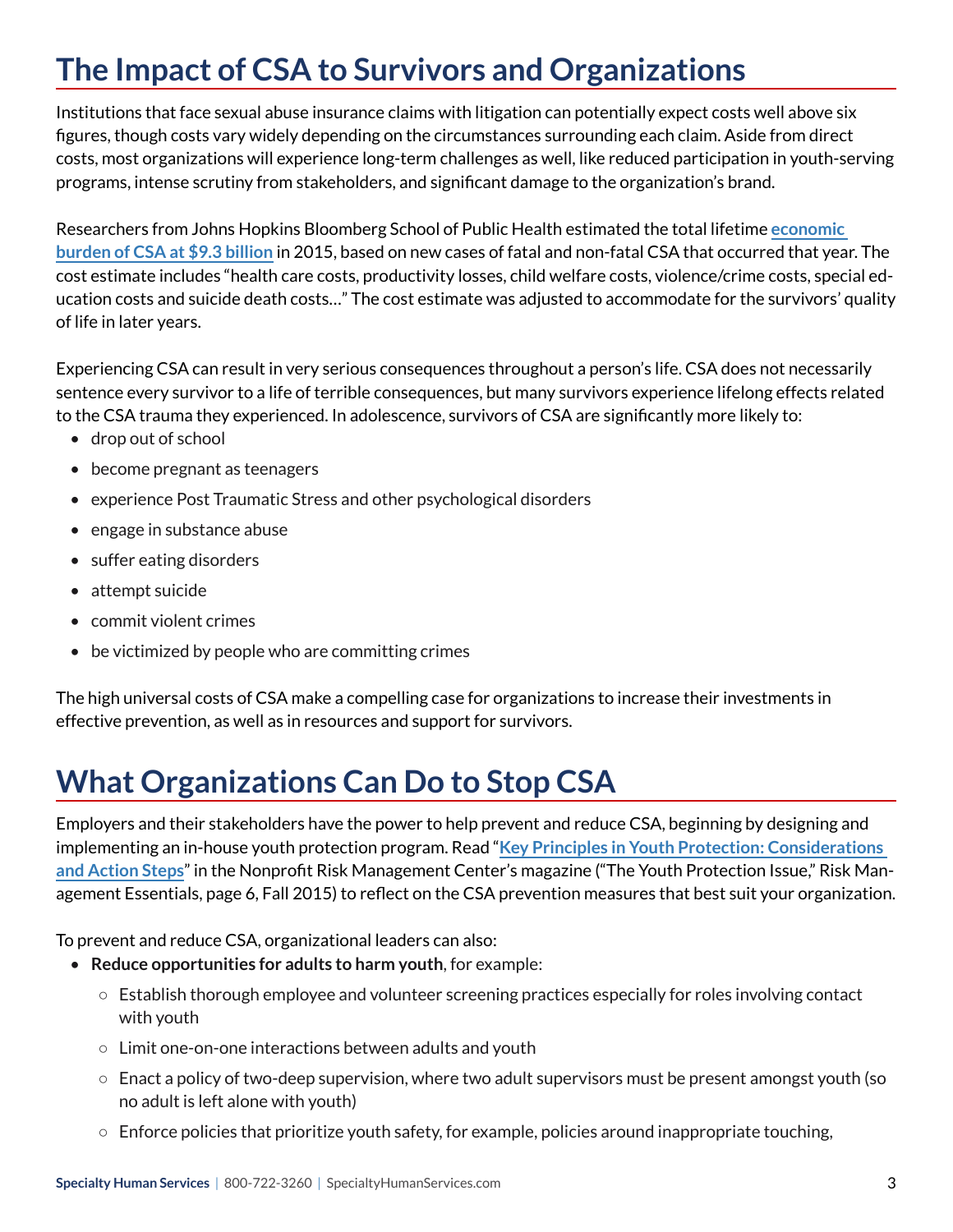# The Impact of CSA to Survivors and Organizations

Institutions that face sexual abuse insurance claims with litigation can potentially expect costs well above six figures, though costs vary widely depending on the circumstances surrounding each claim. Aside from direct costs, most organizations will experience long-term challenges as well, like reduced participation in youth-serving programs, intense scrutiny from stakeholders, and significant damage to the organization's brand.

Researchers from Johns Hopkins Bloomberg School of Public Health estimated the total lifetime **economic burden of CSA at $9.3 billion** in 2015, based on new cases of fatal and non-fatal CSA that occurred that year. The cost estimate includes "health care costs, productivity losses, child welfare costs, violence/crime costs, special education costs and suicide death costs…" The cost estimate was adjusted to accommodate for the survivors' quality of life in later years.

Experiencing CSA can result in very serious consequences throughout a person's life. CSA does not necessarily sentence every survivor to a life of terrible consequences, but many survivors experience lifelong effects related to the CSA trauma they experienced. In adolescence, survivors of CSA are significantly more likely to:

- drop out of school
- become pregnant as teenagers
- experience Post Traumatic Stress and other psychological disorders
- engage in substance abuse
- suffer eating disorders
- attempt suicide
- commit violent crimes
- be victimized by people who are committing crimes

The high universal costs of CSA make a compelling case for organizations to increase their investments in effective prevention, as well as in resources and support for survivors.

# What Organizations Can Do to Stop CSA

Employers and their stakeholders have the power to help prevent and reduce CSA, beginning by designing and implementing an in-house youth protection program. Read "**Key Principles in Youth Protection: Considerations and Action Steps**" in the Nonprofit Risk Management Center's magazine ("The Youth Protection Issue," Risk Management Essentials, page 6, Fall 2015) to reflect on the CSA prevention measures that best suit your organization.

To prevent and reduce CSA, organizational leaders can also:

- **Reduce opportunities for adults to harm youth**, for example:
  - Establish thorough employee and volunteer screening practices especially for roles involving contact with youth
  - Limit one-on-one interactions between adults and youth
  - Enact a policy of two-deep supervision, where two adult supervisors must be present amongst youth (so no adult is left alone with youth)
  - Enforce policies that prioritize youth safety, for example, policies around inappropriate touching,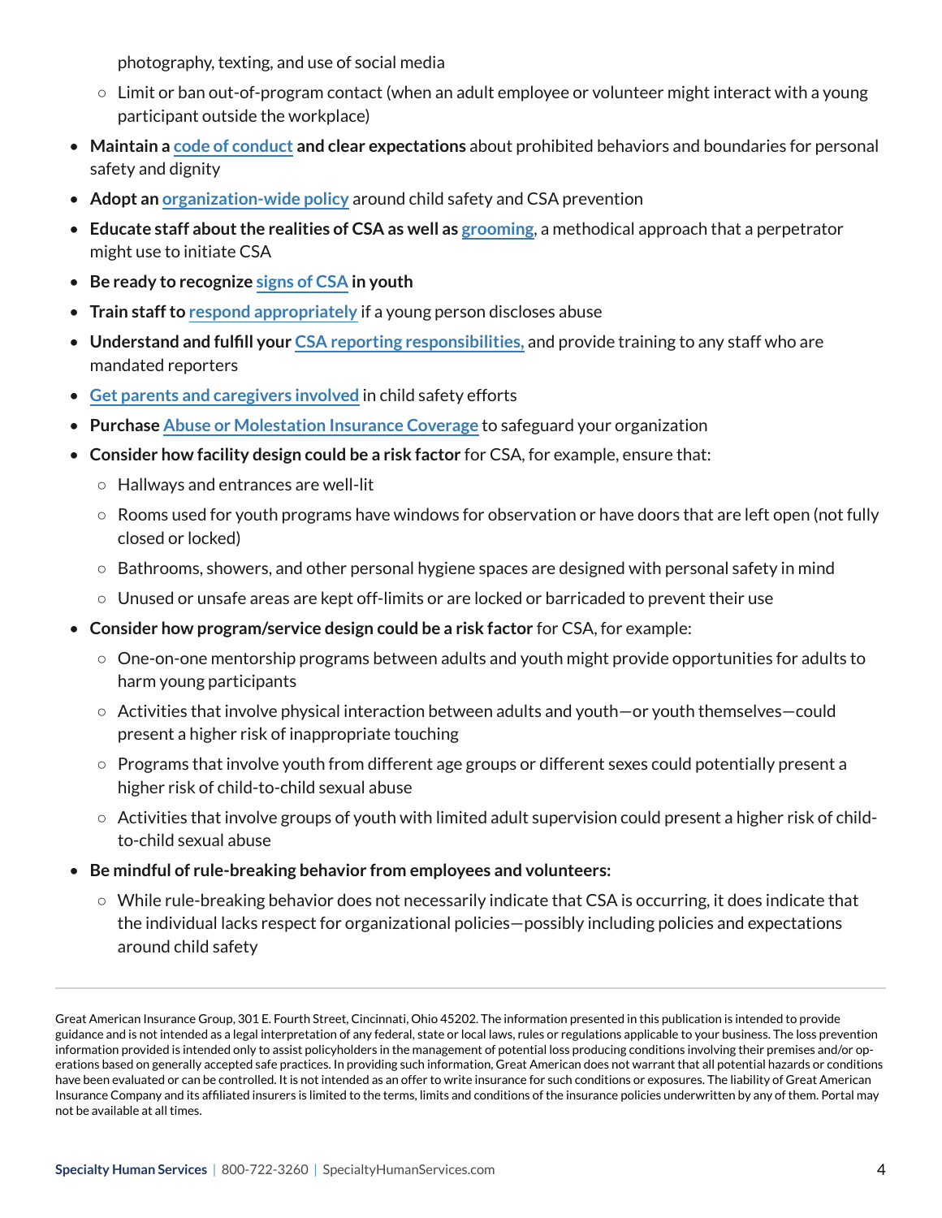photography, texting, and use of social media

- Limit or ban out-of-program contact (when an adult employee or volunteer might interact with a young participant outside the workplace)

- **Maintain a code of conduct and clear expectations** about prohibited behaviors and boundaries for personal safety and dignity
- **Adopt an organization-wide policy** around child safety and CSA prevention
- **Educate staff about the realities of CSA as well as grooming**, a methodical approach that a perpetrator might use to initiate CSA
- **Be ready to recognize signs of CSA in youth**
- **Train staff to respond appropriately** if a young person discloses abuse
- **Understand and fulfill your CSA reporting responsibilities,** and provide training to any staff who are mandated reporters
- **Get parents and caregivers involved** in child safety efforts
- **Purchase Abuse or Molestation Insurance Coverage** to safeguard your organization
- **Consider how facility design could be a risk factor** for CSA, for example, ensure that:
  - Hallways and entrances are well-lit
  - Rooms used for youth programs have windows for observation or have doors that are left open (not fully closed or locked)
  - Bathrooms, showers, and other personal hygiene spaces are designed with personal safety in mind
  - Unused or unsafe areas are kept off-limits or are locked or barricaded to prevent their use
- **Consider how program/service design could be a risk factor** for CSA, for example:
  - One-on-one mentorship programs between adults and youth might provide opportunities for adults to harm young participants
  - Activities that involve physical interaction between adults and youth—or youth themselves—could present a higher risk of inappropriate touching
  - Programs that involve youth from different age groups or different sexes could potentially present a higher risk of child-to-child sexual abuse
  - Activities that involve groups of youth with limited adult supervision could present a higher risk of child-to-child sexual abuse
- **Be mindful of rule-breaking behavior from employees and volunteers:**
  - While rule-breaking behavior does not necessarily indicate that CSA is occurring, it does indicate that the individual lacks respect for organizational policies—possibly including policies and expectations around child safety

---

Great American Insurance Group, 301 E. Fourth Street, Cincinnati, Ohio 45202. The information presented in this publication is intended to provide guidance and is not intended as a legal interpretation of any federal, state or local laws, rules or regulations applicable to your business. The loss prevention information provided is intended only to assist policyholders in the management of potential loss producing conditions involving their premises and/or operations based on generally accepted safe practices. In providing such information, Great American does not warrant that all potential hazards or conditions have been evaluated or can be controlled. It is not intended as an offer to write insurance for such conditions or exposures. The liability of Great American Insurance Company and its affiliated insurers is limited to the terms, limits and conditions of the insurance policies underwritten by any of them. Portal may not be available at all times.